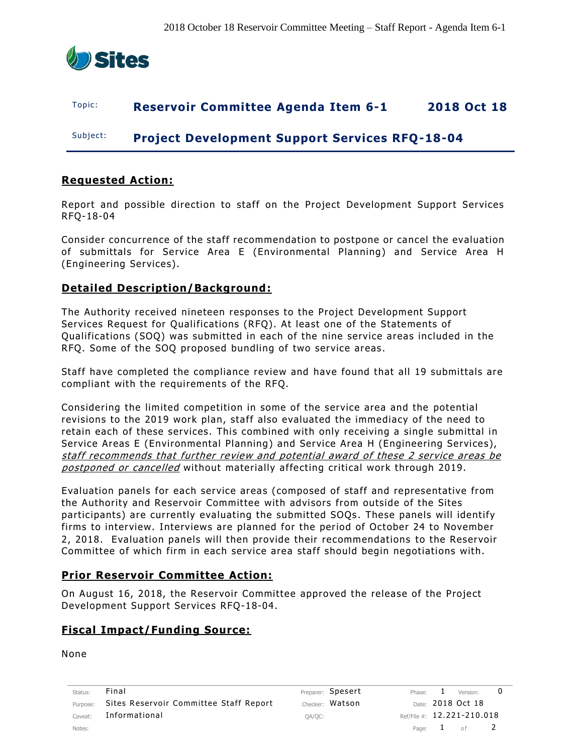**Topic:** **Reservoir Committee Agenda Item 6-1** **2018 Oct 18**

**Subject:** **Project Development Support Services RFQ-18-04**

## Requested Action:

Report and possible direction to staff on the Project Development Support Services RFQ-18-04

Consider concurrence of the staff recommendation to postpone or cancel the evaluation of submittals for Service Area E (Environmental Planning) and Service Area H (Engineering Services).

## Detailed Description/Background:

The Authority received nineteen responses to the Project Development Support Services Request for Qualifications (RFQ). At least one of the Statements of Qualifications (SOQ) was submitted in each of the nine service areas included in the RFQ. Some of the SOQ proposed bundling of two service areas.

Staff have completed the compliance review and have found that all 19 submittals are compliant with the requirements of the RFQ.

Considering the limited competition in some of the service area and the potential revisions to the 2019 work plan, staff also evaluated the immediacy of the need to retain each of these services. This combined with only receiving a single submittal in Service Areas E (Environmental Planning) and Service Area H (Engineering Services), *staff recommends that further review and potential award of these 2 service areas be postponed or cancelled* without materially affecting critical work through 2019.

Evaluation panels for each service areas (composed of staff and representative from the Authority and Reservoir Committee with advisors from outside of the Sites participants) are currently evaluating the submitted SOQs. These panels will identify firms to interview. Interviews are planned for the period of October 24 to November 2, 2018. Evaluation panels will then provide their recommendations to the Reservoir Committee of which firm in each service area staff should begin negotiations with.

## Prior Reservoir Committee Action:

On August 16, 2018, the Reservoir Committee approved the release of the Project Development Support Services RFQ-18-04.

## Fiscal Impact/Funding Source:

None

| Status: | Final | Preparer: | Spesert | Phase: | 1 | Version: | 0 |
|---|---|---|---|---|---|---|---|
| Purpose: | Sites Reservoir Committee Staff Report | Checker: | Watson | Date: | 2018 Oct 18 | | |
| Caveat: | Informational | QA/QC: | | Ref/File #: | 12.221-210.018 | | |
| Notes: | | | | | | | |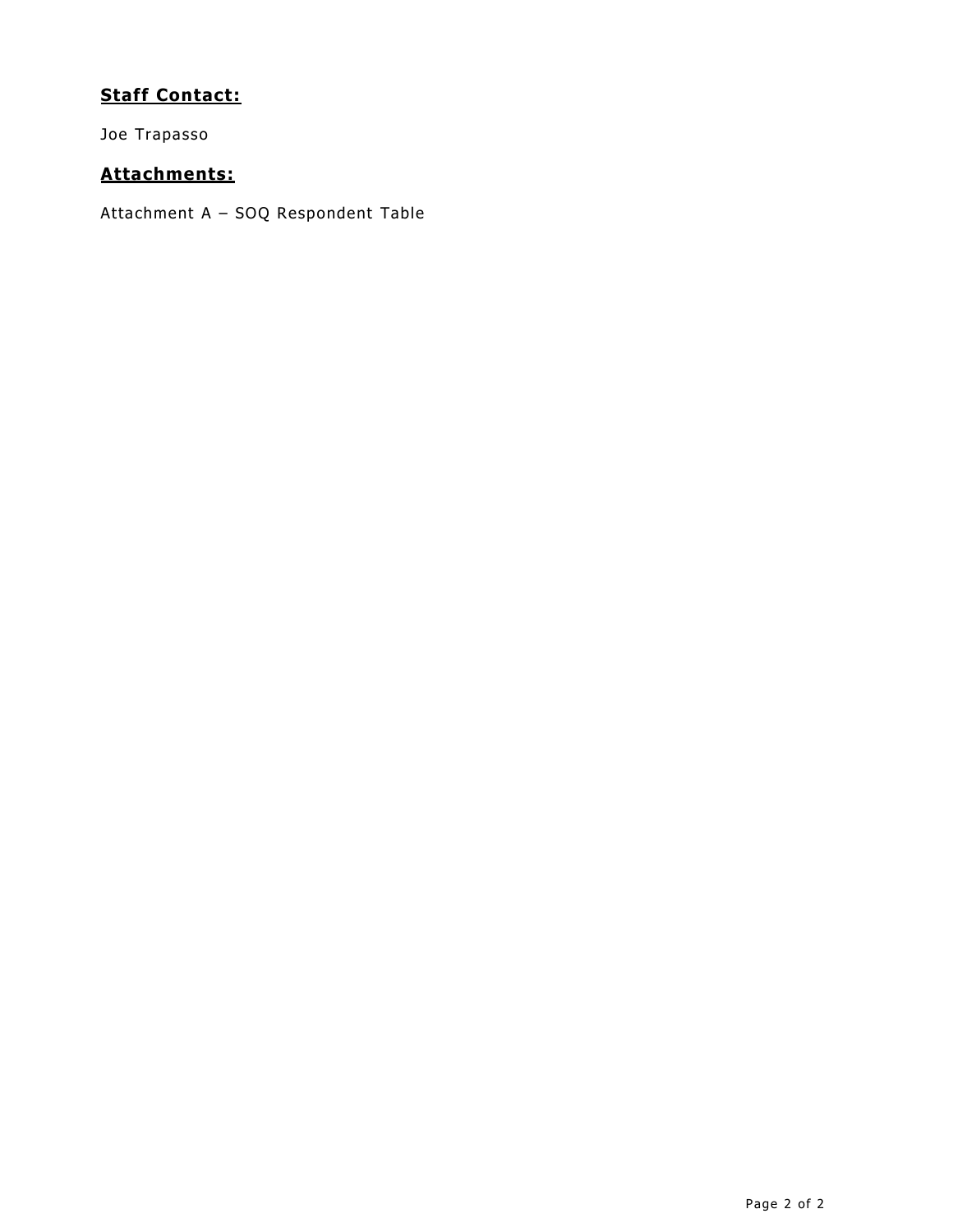## **Staff Contact:**

Joe Trapasso

## **Attachments:**

Attachment A – SOQ Respondent Table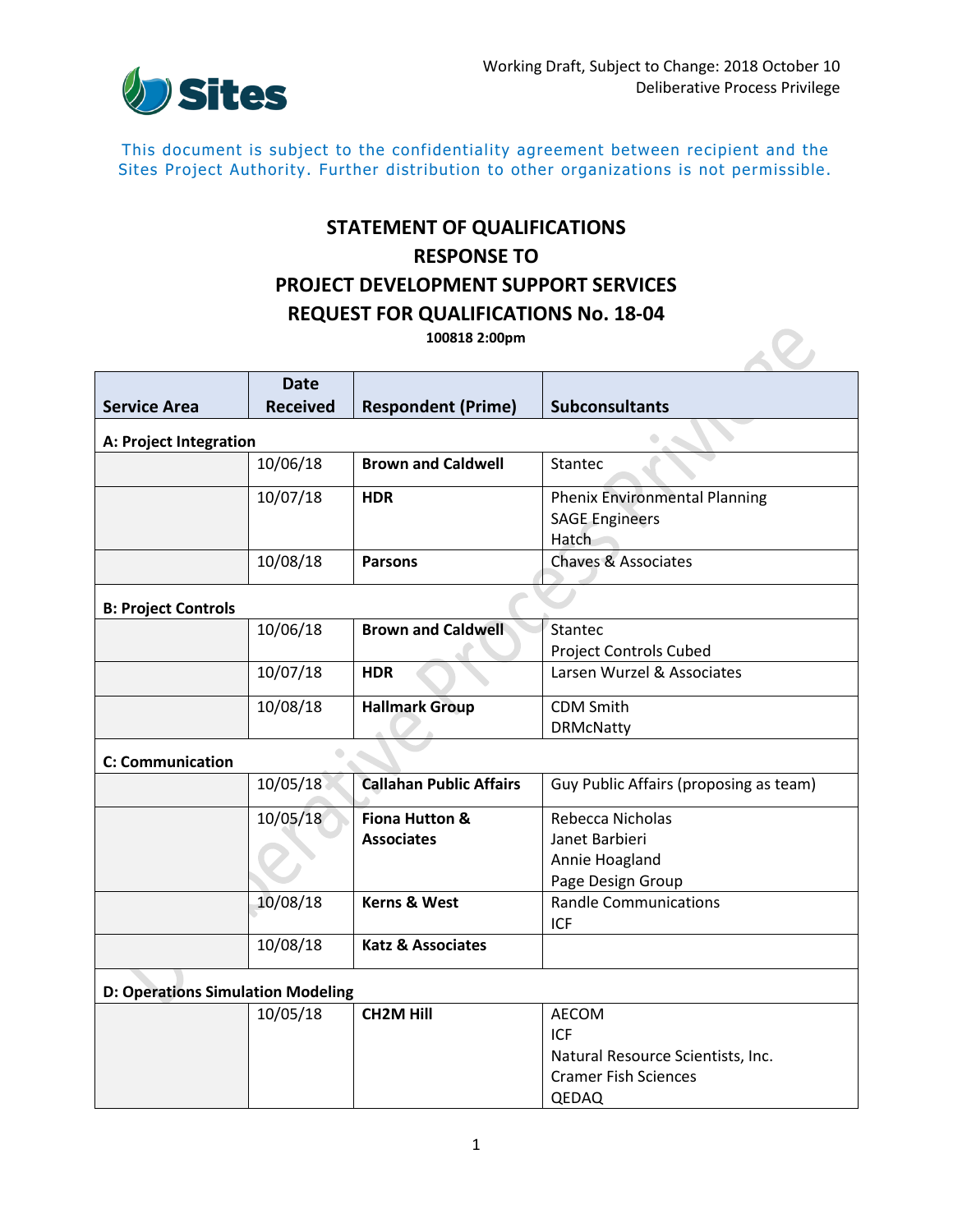Working Draft, Subject to Change: 2018 October 10
Deliberative Process Privilege

This document is subject to the confidentiality agreement between recipient and the Sites Project Authority. Further distribution to other organizations is not permissible.

# STATEMENT OF QUALIFICATIONS
# RESPONSE TO
# PROJECT DEVELOPMENT SUPPORT SERVICES
# REQUEST FOR QUALIFICATIONS No. 18-04

**100818 2:00pm**

| Service Area | Date Received | Respondent (Prime) | Subconsultants |
|---|---|---|---|
| **A: Project Integration** | | | |
| | 10/06/18 | **Brown and Caldwell** | Stantec |
| | 10/07/18 | **HDR** | Phenix Environmental Planning<br>SAGE Engineers<br>Hatch |
| | 10/08/18 | **Parsons** | Chaves & Associates |
| **B: Project Controls** | | | |
| | 10/06/18 | **Brown and Caldwell** | Stantec<br>Project Controls Cubed |
| | 10/07/18 | **HDR** | Larsen Wurzel & Associates |
| | 10/08/18 | **Hallmark Group** | CDM Smith<br>DRMcNatty |
| **C: Communication** | | | |
| | 10/05/18 | **Callahan Public Affairs** | Guy Public Affairs (proposing as team) |
| | 10/05/18 | **Fiona Hutton & Associates** | Rebecca Nicholas<br>Janet Barbieri<br>Annie Hoagland<br>Page Design Group |
| | 10/08/18 | **Kerns & West** | Randle Communications<br>ICF |
| | 10/08/18 | **Katz & Associates** | |
| **D: Operations Simulation Modeling** | | | |
| | 10/05/18 | **CH2M Hill** | AECOM<br>ICF<br>Natural Resource Scientists, Inc.<br>Cramer Fish Sciences<br>QEDAQ |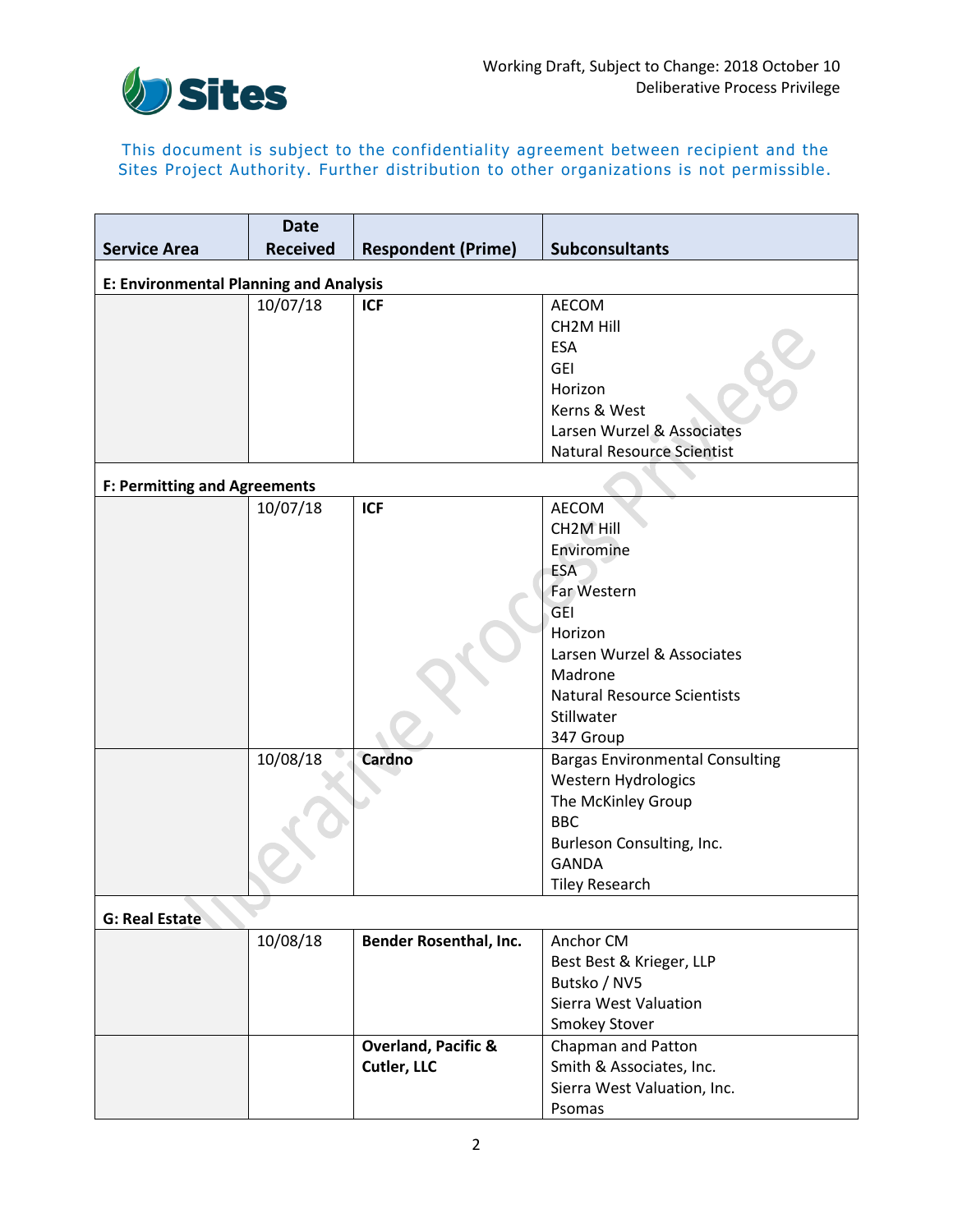This document is subject to the confidentiality agreement between recipient and the Sites Project Authority. Further distribution to other organizations is not permissible.

| Service Area | Date Received | Respondent (Prime) | Subconsultants |
|---|---|---|---|
| **E: Environmental Planning and Analysis** | | | |
| | 10/07/18 | **ICF** | AECOM<br>CH2M Hill<br>ESA<br>GEI<br>Horizon<br>Kerns & West<br>Larsen Wurzel & Associates<br>Natural Resource Scientist |
| **F: Permitting and Agreements** | | | |
| | 10/07/18 | **ICF** | AECOM<br>CH2M Hill<br>Enviromine<br>ESA<br>Far Western<br>GEI<br>Horizon<br>Larsen Wurzel & Associates<br>Madrone<br>Natural Resource Scientists<br>Stillwater<br>347 Group |
| | 10/08/18 | **Cardno** | Bargas Environmental Consulting<br>Western Hydrologics<br>The McKinley Group<br>BBC<br>Burleson Consulting, Inc.<br>GANDA<br>Tiley Research |
| **G: Real Estate** | | | |
| | 10/08/18 | **Bender Rosenthal, Inc.** | Anchor CM<br>Best Best & Krieger, LLP<br>Butsko / NV5<br>Sierra West Valuation<br>Smokey Stover |
| | | **Overland, Pacific & Cutler, LLC** | Chapman and Patton<br>Smith & Associates, Inc.<br>Sierra West Valuation, Inc.<br>Psomas |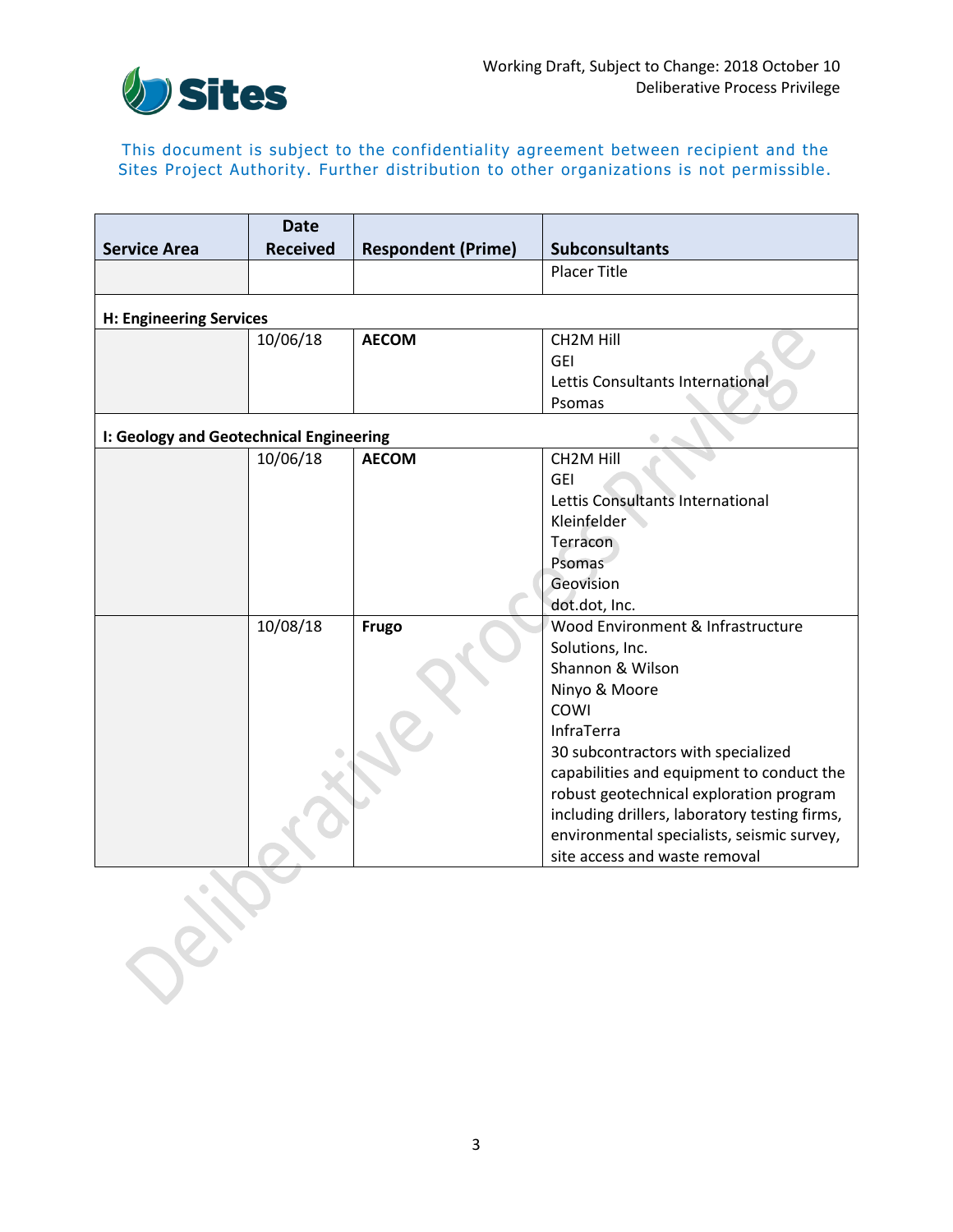This document is subject to the confidentiality agreement between recipient and the Sites Project Authority. Further distribution to other organizations is not permissible.

| Service Area | Date Received | Respondent (Prime) | Subconsultants |
|---|---|---|---|
| | | | Placer Title |
| **H: Engineering Services** | | | |
| | 10/06/18 | **AECOM** | CH2M Hill<br>GEI<br>Lettis Consultants International<br>Psomas |
| **I: Geology and Geotechnical Engineering** | | | |
| | 10/06/18 | **AECOM** | CH2M Hill<br>GEI<br>Lettis Consultants International<br>Kleinfelder<br>Terracon<br>Psomas<br>Geovision<br>dot.dot, Inc. |
| | 10/08/18 | **Frugo** | Wood Environment & Infrastructure Solutions, Inc.<br>Shannon & Wilson<br>Ninyo & Moore<br>COWI<br>InfraTerra<br>30 subcontractors with specialized capabilities and equipment to conduct the robust geotechnical exploration program including drillers, laboratory testing firms, environmental specialists, seismic survey, site access and waste removal |